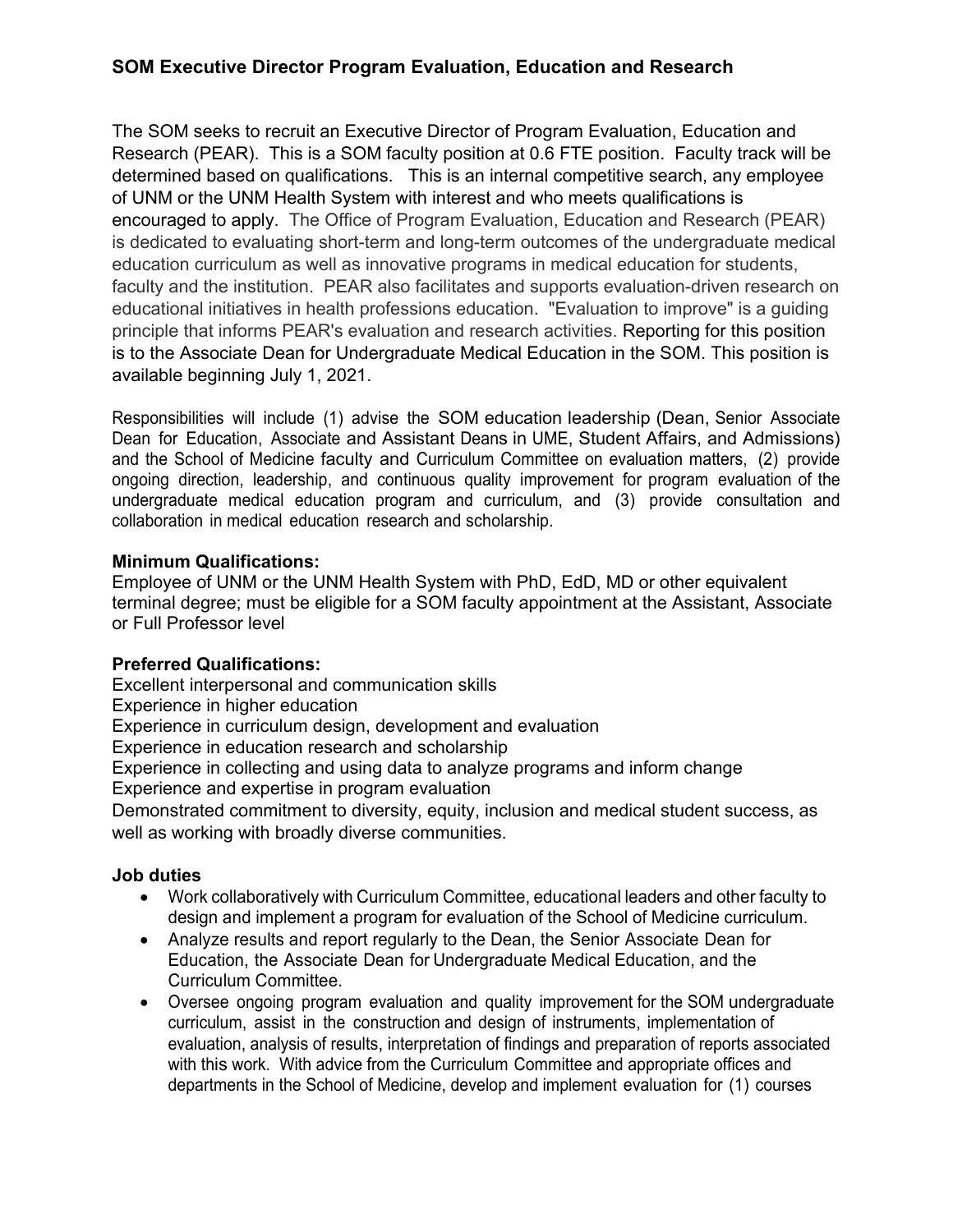## SOM Executive Director Program Evaluation, Education and Research

The SOM seeks to recruit an Executive Director of Program Evaluation, Education and Research (PEAR). This is a SOM faculty position at 0.6 FTE position. Faculty track will be determined based on qualifications. This is an internal competitive search, any employee of UNM or the UNM Health System with interest and who meets qualifications is encouraged to apply. The Office of Program Evaluation, Education and Research (PEAR) is dedicated to evaluating short-term and long-term outcomes of the undergraduate medical education curriculum as well as innovative programs in medical education for students, faculty and the institution. PEAR also facilitates and supports evaluation-driven research on educational initiatives in health professions education. "Evaluation to improve" is a guiding principle that informs PEAR's evaluation and research activities. Reporting for this position is to the Associate Dean for Undergraduate Medical Education in the SOM. This position is available beginning July 1, 2021.

Responsibilities will include (1) advise the SOM education leadership (Dean, Senior Associate Dean for Education, Associate and Assistant Deans in UME, Student Affairs, and Admissions) and the School of Medicine faculty and Curriculum Committee on evaluation matters, (2) provide ongoing direction, leadership, and continuous quality improvement for program evaluation of the undergraduate medical education program and curriculum, and (3) provide consultation and collaboration in medical education research and scholarship.

**Minimum Qualifications:**
Employee of UNM or the UNM Health System with PhD, EdD, MD or other equivalent terminal degree; must be eligible for a SOM faculty appointment at the Assistant, Associate or Full Professor level

**Preferred Qualifications:**
Excellent interpersonal and communication skills
Experience in higher education
Experience in curriculum design, development and evaluation
Experience in education research and scholarship
Experience in collecting and using data to analyze programs and inform change
Experience and expertise in program evaluation
Demonstrated commitment to diversity, equity, inclusion and medical student success, as well as working with broadly diverse communities.

**Job duties**

- Work collaboratively with Curriculum Committee, educational leaders and other faculty to design and implement a program for evaluation of the School of Medicine curriculum.
- Analyze results and report regularly to the Dean, the Senior Associate Dean for Education, the Associate Dean for Undergraduate Medical Education, and the Curriculum Committee.
- Oversee ongoing program evaluation and quality improvement for the SOM undergraduate curriculum, assist in the construction and design of instruments, implementation of evaluation, analysis of results, interpretation of findings and preparation of reports associated with this work. With advice from the Curriculum Committee and appropriate offices and departments in the School of Medicine, develop and implement evaluation for (1) courses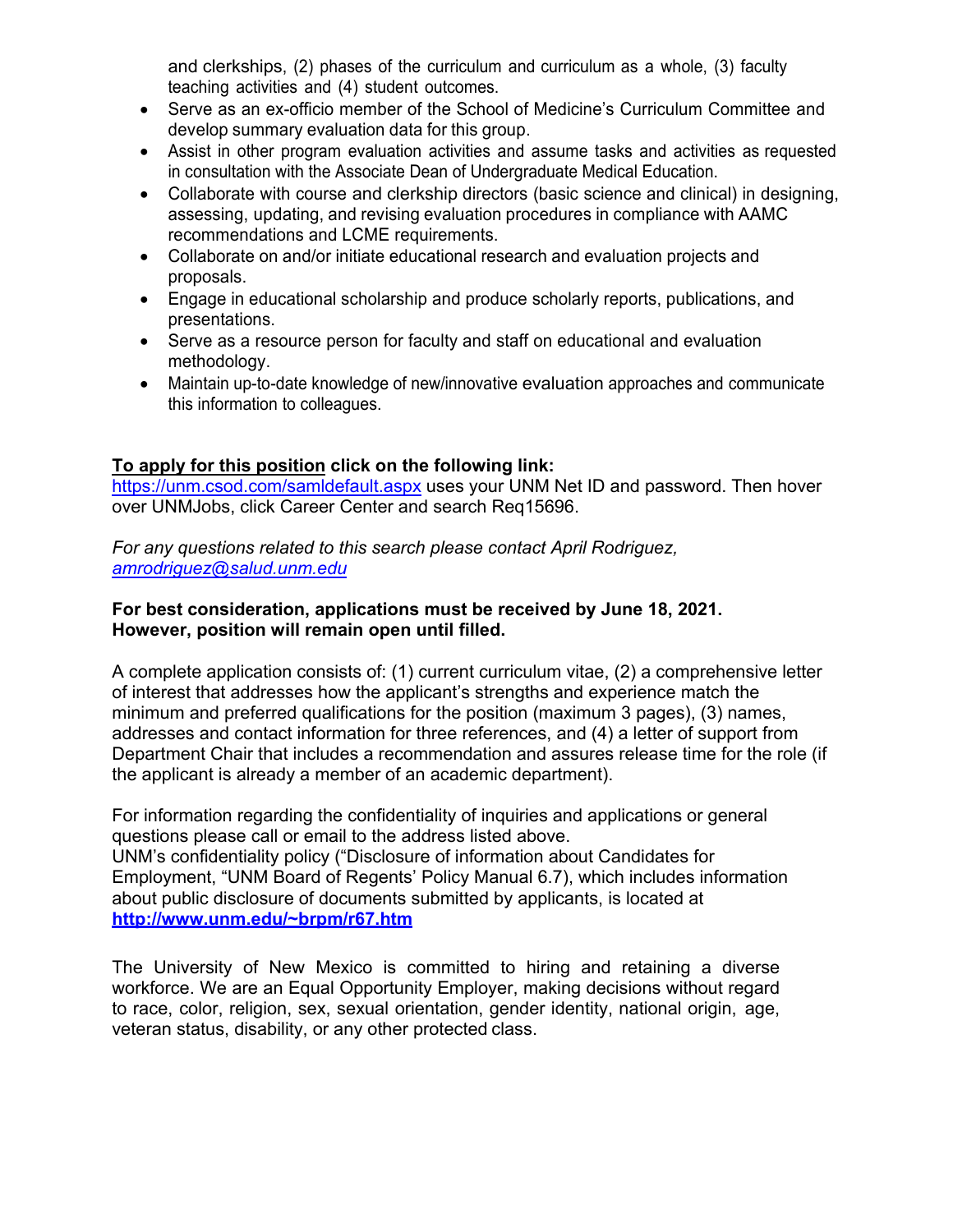and clerkships, (2) phases of the curriculum and curriculum as a whole, (3) faculty teaching activities and (4) student outcomes.

- Serve as an ex-officio member of the School of Medicine's Curriculum Committee and develop summary evaluation data for this group.
- Assist in other program evaluation activities and assume tasks and activities as requested in consultation with the Associate Dean of Undergraduate Medical Education.
- Collaborate with course and clerkship directors (basic science and clinical) in designing, assessing, updating, and revising evaluation procedures in compliance with AAMC recommendations and LCME requirements.
- Collaborate on and/or initiate educational research and evaluation projects and proposals.
- Engage in educational scholarship and produce scholarly reports, publications, and presentations.
- Serve as a resource person for faculty and staff on educational and evaluation methodology.
- Maintain up-to-date knowledge of new/innovative evaluation approaches and communicate this information to colleagues.

**To apply for this position click on the following link:**
https://unm.csod.com/samldefault.aspx uses your UNM Net ID and password. Then hover over UNMJobs, click Career Center and search Req15696.

*For any questions related to this search please contact April Rodriguez, amrodriguez@salud.unm.edu*

**For best consideration, applications must be received by June 18, 2021. However, position will remain open until filled.**

A complete application consists of: (1) current curriculum vitae, (2) a comprehensive letter of interest that addresses how the applicant's strengths and experience match the minimum and preferred qualifications for the position (maximum 3 pages), (3) names, addresses and contact information for three references, and (4) a letter of support from Department Chair that includes a recommendation and assures release time for the role (if the applicant is already a member of an academic department).

For information regarding the confidentiality of inquiries and applications or general questions please call or email to the address listed above.
UNM's confidentiality policy ("Disclosure of information about Candidates for Employment, "UNM Board of Regents' Policy Manual 6.7), which includes information about public disclosure of documents submitted by applicants, is located at **http://www.unm.edu/~brpm/r67.htm**

The University of New Mexico is committed to hiring and retaining a diverse workforce. We are an Equal Opportunity Employer, making decisions without regard to race, color, religion, sex, sexual orientation, gender identity, national origin, age, veteran status, disability, or any other protected class.